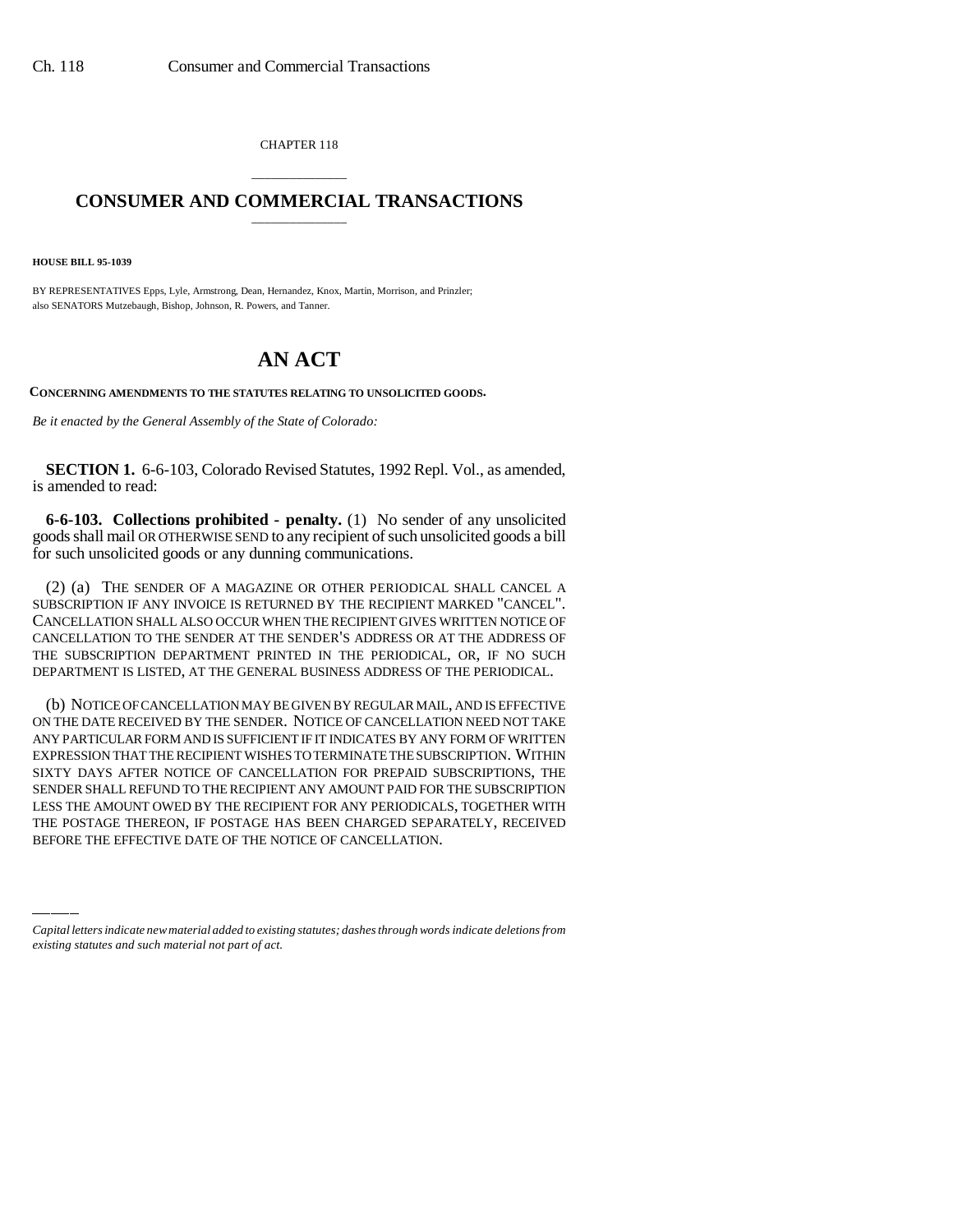CHAPTER 118

# CONSUMER AND COMMERCIAL TRANSACTIONS

**HOUSE BILL 95-1039**

BY REPRESENTATIVES Epps, Lyle, Armstrong, Dean, Hernandez, Knox, Martin, Morrison, and Prinzler; also SENATORS Mutzebaugh, Bishop, Johnson, R. Powers, and Tanner.

# AN ACT

**CONCERNING AMENDMENTS TO THE STATUTES RELATING TO UNSOLICITED GOODS.**

*Be it enacted by the General Assembly of the State of Colorado:*

**SECTION 1.** 6-6-103, Colorado Revised Statutes, 1992 Repl. Vol., as amended, is amended to read:

**6-6-103. Collections prohibited - penalty.** (1) No sender of any unsolicited goods shall mail OR OTHERWISE SEND to any recipient of such unsolicited goods a bill for such unsolicited goods or any dunning communications.

(2) (a) THE SENDER OF A MAGAZINE OR OTHER PERIODICAL SHALL CANCEL A SUBSCRIPTION IF ANY INVOICE IS RETURNED BY THE RECIPIENT MARKED "CANCEL". CANCELLATION SHALL ALSO OCCUR WHEN THE RECIPIENT GIVES WRITTEN NOTICE OF CANCELLATION TO THE SENDER AT THE SENDER'S ADDRESS OR AT THE ADDRESS OF THE SUBSCRIPTION DEPARTMENT PRINTED IN THE PERIODICAL, OR, IF NO SUCH DEPARTMENT IS LISTED, AT THE GENERAL BUSINESS ADDRESS OF THE PERIODICAL.

(b) NOTICE OF CANCELLATION MAY BE GIVEN BY REGULAR MAIL, AND IS EFFECTIVE ON THE DATE RECEIVED BY THE SENDER. NOTICE OF CANCELLATION NEED NOT TAKE ANY PARTICULAR FORM AND IS SUFFICIENT IF IT INDICATES BY ANY FORM OF WRITTEN EXPRESSION THAT THE RECIPIENT WISHES TO TERMINATE THE SUBSCRIPTION. WITHIN SIXTY DAYS AFTER NOTICE OF CANCELLATION FOR PREPAID SUBSCRIPTIONS, THE SENDER SHALL REFUND TO THE RECIPIENT ANY AMOUNT PAID FOR THE SUBSCRIPTION LESS THE AMOUNT OWED BY THE RECIPIENT FOR ANY PERIODICALS, TOGETHER WITH THE POSTAGE THEREON, IF POSTAGE HAS BEEN CHARGED SEPARATELY, RECEIVED BEFORE THE EFFECTIVE DATE OF THE NOTICE OF CANCELLATION.

*Capital letters indicate new material added to existing statutes; dashes through words indicate deletions from existing statutes and such material not part of act.*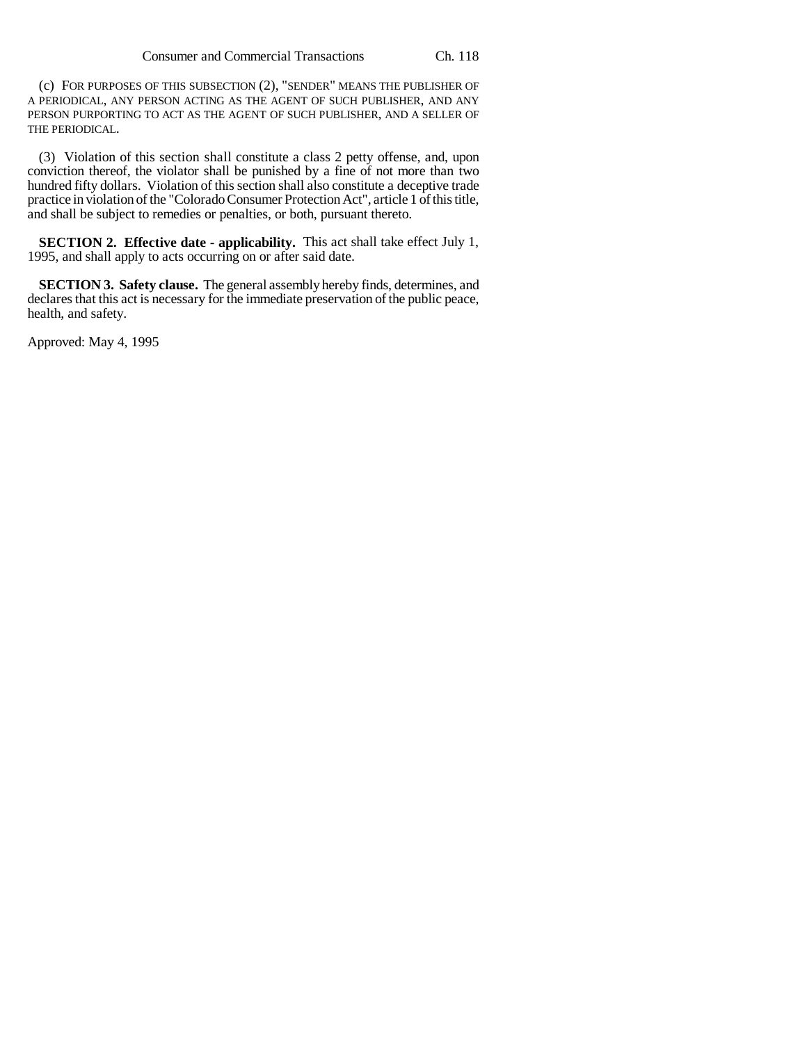(c) FOR PURPOSES OF THIS SUBSECTION (2), "SENDER" MEANS THE PUBLISHER OF A PERIODICAL, ANY PERSON ACTING AS THE AGENT OF SUCH PUBLISHER, AND ANY PERSON PURPORTING TO ACT AS THE AGENT OF SUCH PUBLISHER, AND A SELLER OF THE PERIODICAL.

(3) Violation of this section shall constitute a class 2 petty offense, and, upon conviction thereof, the violator shall be punished by a fine of not more than two hundred fifty dollars. Violation of this section shall also constitute a deceptive trade practice in violation of the "Colorado Consumer Protection Act", article 1 of this title, and shall be subject to remedies or penalties, or both, pursuant thereto.

**SECTION 2. Effective date - applicability.** This act shall take effect July 1, 1995, and shall apply to acts occurring on or after said date.

**SECTION 3. Safety clause.** The general assembly hereby finds, determines, and declares that this act is necessary for the immediate preservation of the public peace, health, and safety.

Approved: May 4, 1995